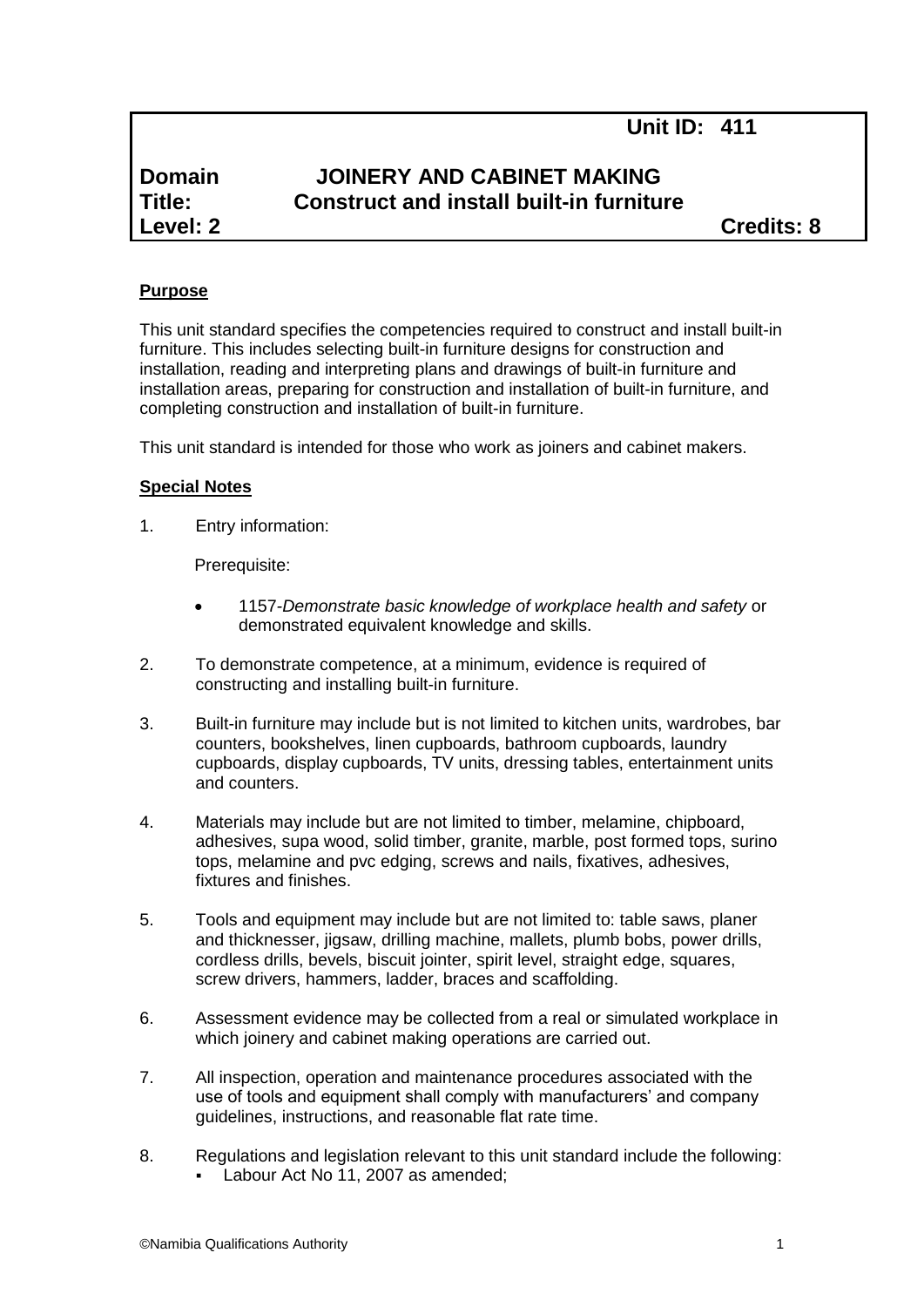**Unit ID: 411**

**Domain JOINERY AND CABINET MAKING**

**Title: Construct and install built-in furniture**

**Level: 2** **Credits: 8**

**Purpose**

This unit standard specifies the competencies required to construct and install built-in furniture. This includes selecting built-in furniture designs for construction and installation, reading and interpreting plans and drawings of built-in furniture and installation areas, preparing for construction and installation of built-in furniture, and completing construction and installation of built-in furniture.

This unit standard is intended for those who work as joiners and cabinet makers.

**Special Notes**

1. Entry information:

   Prerequisite:

   - 1157-*Demonstrate basic knowledge of workplace health and safety* or demonstrated equivalent knowledge and skills.

2. To demonstrate competence, at a minimum, evidence is required of constructing and installing built-in furniture.

3. Built-in furniture may include but is not limited to kitchen units, wardrobes, bar counters, bookshelves, linen cupboards, bathroom cupboards, laundry cupboards, display cupboards, TV units, dressing tables, entertainment units and counters.

4. Materials may include but are not limited to timber, melamine, chipboard, adhesives, supa wood, solid timber, granite, marble, post formed tops, surino tops, melamine and pvc edging, screws and nails, fixatives, adhesives, fixtures and finishes.

5. Tools and equipment may include but are not limited to: table saws, planer and thicknesser, jigsaw, drilling machine, mallets, plumb bobs, power drills, cordless drills, bevels, biscuit jointer, spirit level, straight edge, squares, screw drivers, hammers, ladder, braces and scaffolding.

6. Assessment evidence may be collected from a real or simulated workplace in which joinery and cabinet making operations are carried out.

7. All inspection, operation and maintenance procedures associated with the use of tools and equipment shall comply with manufacturers' and company guidelines, instructions, and reasonable flat rate time.

8. Regulations and legislation relevant to this unit standard include the following:
   - Labour Act No 11, 2007 as amended;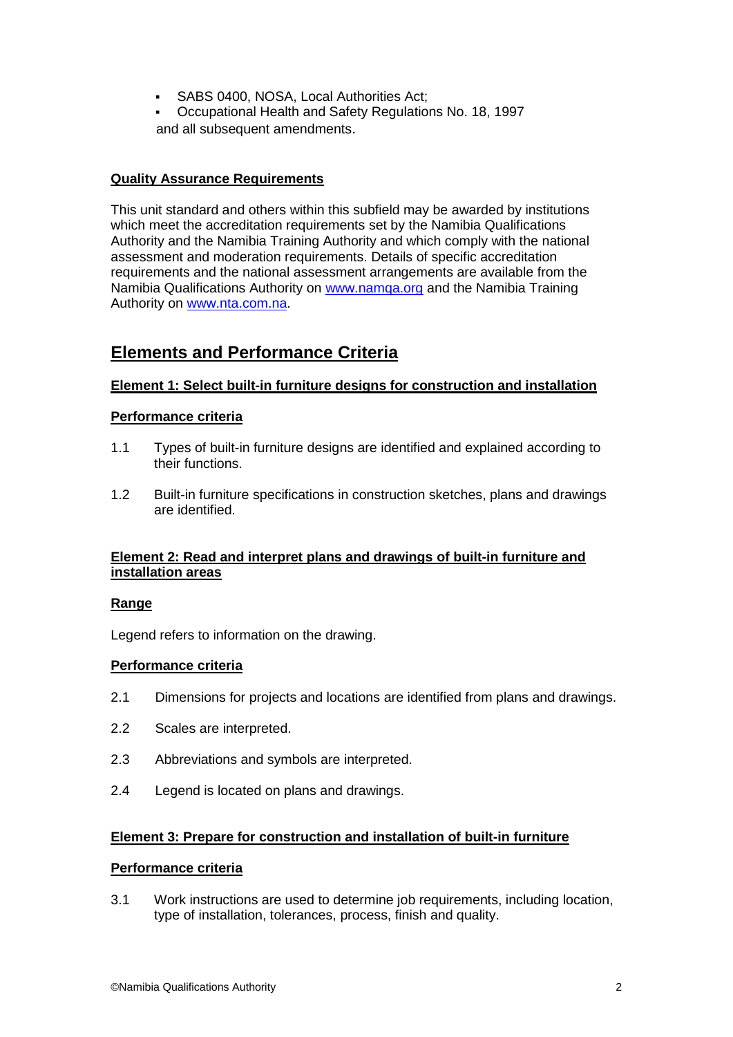- SABS 0400, NOSA, Local Authorities Act;
- Occupational Health and Safety Regulations No. 18, 1997

and all subsequent amendments.

**Quality Assurance Requirements**

This unit standard and others within this subfield may be awarded by institutions which meet the accreditation requirements set by the Namibia Qualifications Authority and the Namibia Training Authority and which comply with the national assessment and moderation requirements. Details of specific accreditation requirements and the national assessment arrangements are available from the Namibia Qualifications Authority on [www.namqa.org](http://www.namqa.org) and the Namibia Training Authority on [www.nta.com.na](http://www.nta.com.na).

## Elements and Performance Criteria

**Element 1: Select built-in furniture designs for construction and installation**

**Performance criteria**

1.1 Types of built-in furniture designs are identified and explained according to their functions.

1.2 Built-in furniture specifications in construction sketches, plans and drawings are identified.

**Element 2: Read and interpret plans and drawings of built-in furniture and installation areas**

**Range**

Legend refers to information on the drawing.

**Performance criteria**

2.1 Dimensions for projects and locations are identified from plans and drawings.

2.2 Scales are interpreted.

2.3 Abbreviations and symbols are interpreted.

2.4 Legend is located on plans and drawings.

**Element 3: Prepare for construction and installation of built-in furniture**

**Performance criteria**

3.1 Work instructions are used to determine job requirements, including location, type of installation, tolerances, process, finish and quality.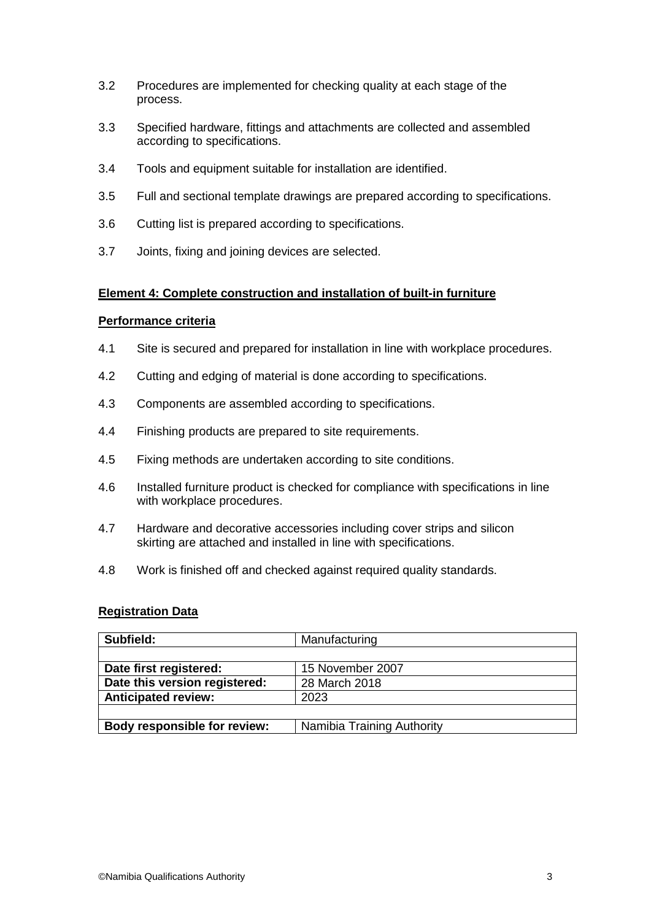3.2 Procedures are implemented for checking quality at each stage of the process.

3.3 Specified hardware, fittings and attachments are collected and assembled according to specifications.

3.4 Tools and equipment suitable for installation are identified.

3.5 Full and sectional template drawings are prepared according to specifications.

3.6 Cutting list is prepared according to specifications.

3.7 Joints, fixing and joining devices are selected.

**Element 4: Complete construction and installation of built-in furniture**

**Performance criteria**

4.1 Site is secured and prepared for installation in line with workplace procedures.

4.2 Cutting and edging of material is done according to specifications.

4.3 Components are assembled according to specifications.

4.4 Finishing products are prepared to site requirements.

4.5 Fixing methods are undertaken according to site conditions.

4.6 Installed furniture product is checked for compliance with specifications in line with workplace procedures.

4.7 Hardware and decorative accessories including cover strips and silicon skirting are attached and installed in line with specifications.

4.8 Work is finished off and checked against required quality standards.

**Registration Data**

| | |
|---|---|
| **Subfield:** | Manufacturing |
| | |
| **Date first registered:** | 15 November 2007 |
| **Date this version registered:** | 28 March 2018 |
| **Anticipated review:** | 2023 |
| | |
| **Body responsible for review:** | Namibia Training Authority |

©Namibia Qualifications Authority